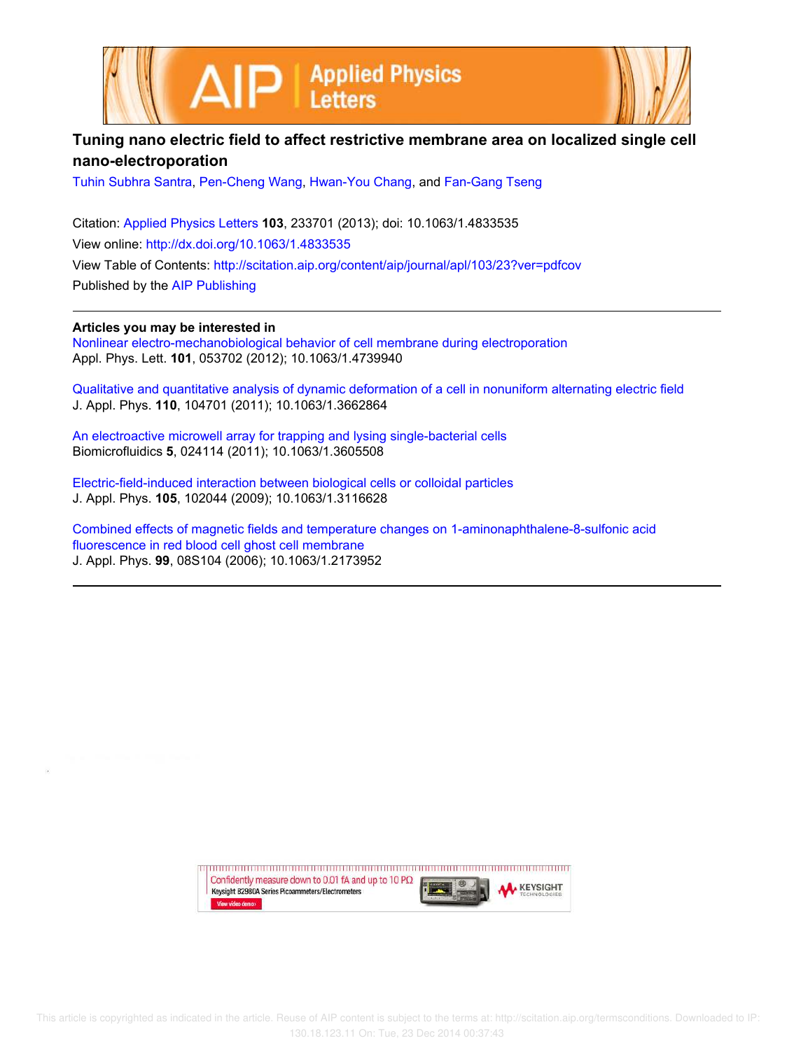# Tuning nano electric field to affect restrictive membrane area on localized single cell nano-electroporation

Tuhin Subhra Santra, Pen-Cheng Wang, Hwan-You Chang, and Fan-Gang Tseng

Citation: Applied Physics Letters **103**, 233701 (2013); doi: 10.1063/1.4833535
View online: http://dx.doi.org/10.1063/1.4833535
View Table of Contents: http://scitation.aip.org/content/aip/journal/apl/103/23?ver=pdfcov
Published by the AIP Publishing

---

**Articles you may be interested in**

Nonlinear electro-mechanobiological behavior of cell membrane during electroporation
Appl. Phys. Lett. **101**, 053702 (2012); 10.1063/1.4739940

Qualitative and quantitative analysis of dynamic deformation of a cell in nonuniform alternating electric field
J. Appl. Phys. **110**, 104701 (2011); 10.1063/1.3662864

An electroactive microwell array for trapping and lysing single-bacterial cells
Biomicrofluidics **5**, 024114 (2011); 10.1063/1.3605508

Electric-field-induced interaction between biological cells or colloidal particles
J. Appl. Phys. **105**, 102044 (2009); 10.1063/1.3116628

Combined effects of magnetic fields and temperature changes on 1-aminonaphthalene-8-sulfonic acid fluorescence in red blood cell ghost cell membrane
J. Appl. Phys. **99**, 08S104 (2006); 10.1063/1.2173952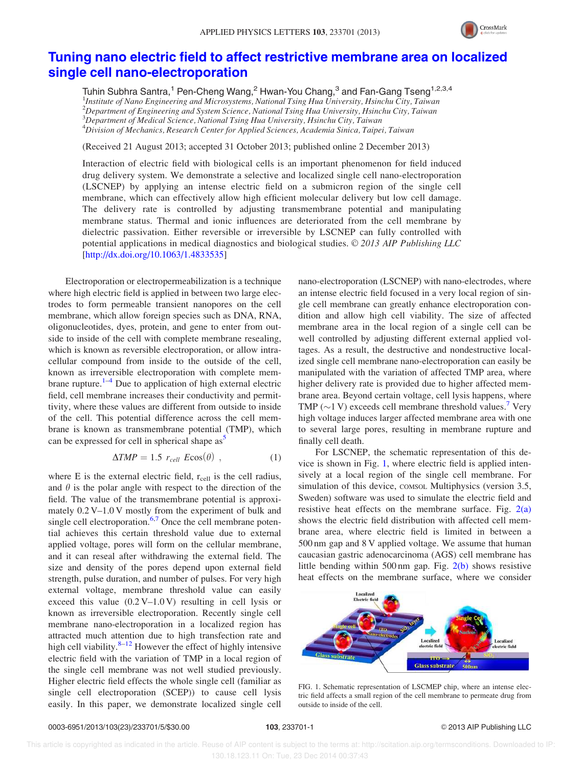# Tuning nano electric field to affect restrictive membrane area on localized single cell nano-electroporation

Tuhin Subhra Santra,[1] Pen-Cheng Wang,[2] Hwan-You Chang,[3] and Fan-Gang Tseng[1,2,3,4]

[1]*Institute of Nano Engineering and Microsystems, National Tsing Hua University, Hsinchu City, Taiwan*
[2]*Department of Engineering and System Science, National Tsing Hua University, Hsinchu City, Taiwan*
[3]*Department of Medical Science, National Tsing Hua University, Hsinchu City, Taiwan*
[4]*Division of Mechanics, Research Center for Applied Sciences, Academia Sinica, Taipei, Taiwan*

(Received 21 August 2013; accepted 31 October 2013; published online 2 December 2013)

Interaction of electric field with biological cells is an important phenomenon for field induced drug delivery system. We demonstrate a selective and localized single cell nano-electroporation (LSCNEP) by applying an intense electric field on a submicron region of the single cell membrane, which can effectively allow high efficient molecular delivery but low cell damage. The delivery rate is controlled by adjusting transmembrane potential and manipulating membrane status. Thermal and ionic influences are deteriorated from the cell membrane by dielectric passivation. Either reversible or irreversible by LSCNEP can fully controlled with potential applications in medical diagnostics and biological studies. © *2013 AIP Publishing LLC* [http://dx.doi.org/10.1063/1.4833535]

Electroporation or electropermeabilization is a technique where high electric field is applied in between two large electrodes to form permeable transient nanopores on the cell membrane, which allow foreign species such as DNA, RNA, oligonucleotides, dyes, protein, and gene to enter from outside to inside of the cell with complete membrane resealing, which is known as reversible electroporation, or allow intracellular compound from inside to the outside of the cell, known as irreversible electroporation with complete membrane rupture.[1–4] Due to application of high external electric field, cell membrane increases their conductivity and permittivity, where these values are different from outside to inside of the cell. This potential difference across the cell membrane is known as transmembrane potential (TMP), which can be expressed for cell in spherical shape as[5]

$$\Delta TMP = 1.5 \; r_{cell} \; E\cos(\theta) \;, \tag{1}$$

where E is the external electric field, $r_{cell}$ is the cell radius, and $\theta$ is the polar angle with respect to the direction of the field. The value of the transmembrane potential is approximately 0.2 V–1.0 V mostly from the experiment of bulk and single cell electroporation.[6,7] Once the cell membrane potential achieves this certain threshold value due to external applied voltage, pores will form on the cellular membrane, and it can reseal after withdrawing the external field. The size and density of the pores depend upon external field strength, pulse duration, and number of pulses. For very high external voltage, membrane threshold value can easily exceed this value (0.2 V–1.0 V) resulting in cell lysis or known as irreversible electroporation. Recently single cell membrane nano-electroporation in a localized region has attracted much attention due to high transfection rate and high cell viability.[8–12] However the effect of highly intensive electric field with the variation of TMP in a local region of the single cell membrane was not well studied previously. Higher electric field effects the whole single cell (familiar as single cell electroporation (SCEP)) to cause cell lysis easily. In this paper, we demonstrate localized single cell nano-electroporation (LSCNEP) with nano-electrodes, where an intense electric field focused in a very local region of single cell membrane can greatly enhance electroporation condition and allow high cell viability. The size of affected membrane area in the local region of a single cell can be well controlled by adjusting different external applied voltages. As a result, the destructive and nondestructive localized single cell membrane nano-electroporation can easily be manipulated with the variation of affected TMP area, where higher delivery rate is provided due to higher affected membrane area. Beyond certain voltage, cell lysis happens, where TMP (~1 V) exceeds cell membrane threshold values.[7] Very high voltage induces larger affected membrane area with one to several large pores, resulting in membrane rupture and finally cell death.

For LSCNEP, the schematic representation of this device is shown in Fig. 1, where electric field is applied intensively at a local region of the single cell membrane. For simulation of this device, COMSOL Multiphysics (version 3.5, Sweden) software was used to simulate the electric field and resistive heat effects on the membrane surface. Fig. 2(a) shows the electric field distribution with affected cell membrane area, where electric field is limited in between a 500 nm gap and 8 V applied voltage. We assume that human caucasian gastric adenocarcinoma (AGS) cell membrane has little bending within 500 nm gap. Fig. 2(b) shows resistive heat effects on the membrane surface, where we consider

FIG. 1. Schematic representation of LSCMEP chip, where an intense electric field affects a small region of the cell membrane to permeate drug from outside to inside of the cell.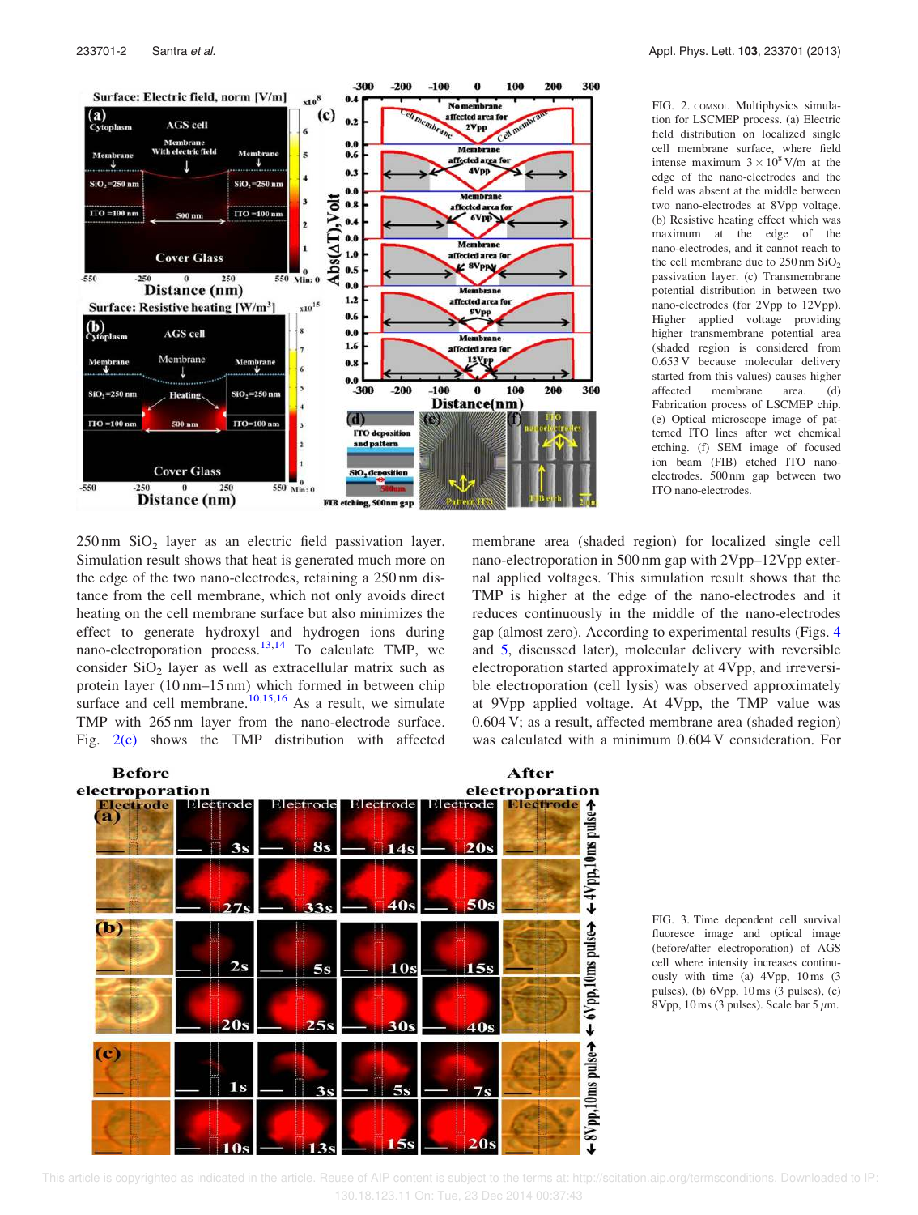FIG. 2. COMSOL Multiphysics simulation for LSCMEP process. (a) Electric field distribution on localized single cell membrane surface, where field intense maximum $3 \times 10^8$ V/m at the edge of the nano-electrodes and the field was absent at the middle between two nano-electrodes at 8Vpp voltage. (b) Resistive heating effect which was maximum at the edge of the nano-electrodes, and it cannot reach to the cell membrane due to 250 nm $SiO_2$ passivation layer. (c) Transmembrane potential distribution in between two nano-electrodes (for 2Vpp to 12Vpp). Higher applied voltage providing higher transmembrane potential area (shaded region is considered from 0.653 V because molecular delivery started from this values) causes higher affected membrane area. (d) Fabrication process of LSCMEP chip. (e) Optical microscope image of patterned ITO lines after wet chemical etching. (f) SEM image of focused ion beam (FIB) etched ITO nano-electrodes. 500 nm gap between two ITO nano-electrodes.

250 nm $SiO_2$ layer as an electric field passivation layer. Simulation result shows that heat is generated much more on the edge of the two nano-electrodes, retaining a 250 nm distance from the cell membrane, which not only avoids direct heating on the cell membrane surface but also minimizes the effect to generate hydroxyl and hydrogen ions during nano-electroporation process.[13,14] To calculate TMP, we consider $SiO_2$ layer as well as extracellular matrix such as protein layer (10 nm–15 nm) which formed in between chip surface and cell membrane.[10,15,16] As a result, we simulate TMP with 265 nm layer from the nano-electrode surface. Fig. 2(c) shows the TMP distribution with affected membrane area (shaded region) for localized single cell nano-electroporation in 500 nm gap with 2Vpp–12Vpp external applied voltages. This simulation result shows that the TMP is higher at the edge of the nano-electrodes and it reduces continuously in the middle of the nano-electrodes gap (almost zero). According to experimental results (Figs. 4 and 5, discussed later), molecular delivery with reversible electroporation started approximately at 4Vpp, and irreversible electroporation (cell lysis) was observed approximately at 9Vpp applied voltage. At 4Vpp, the TMP value was 0.604 V; as a result, affected membrane area (shaded region) was calculated with a minimum 0.604 V consideration. For

FIG. 3. Time dependent cell survival fluoresce image and optical image (before/after electroporation) of AGS cell where intensity increases continuously with time (a) 4Vpp, 10 ms (3 pulses), (b) 6Vpp, 10 ms (3 pulses), (c) 8Vpp, 10 ms (3 pulses). Scale bar 5 $\mu$m.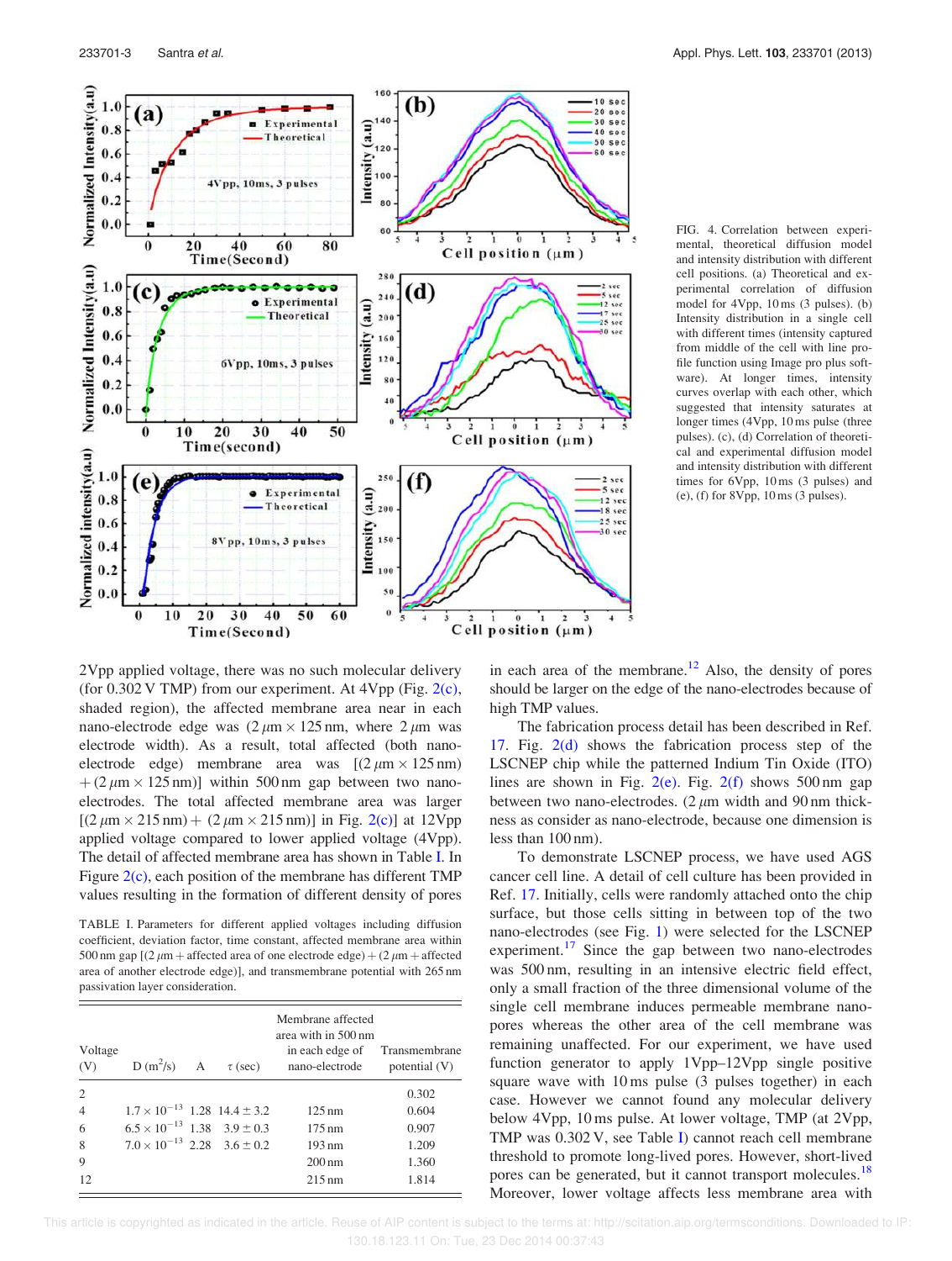FIG. 4. Correlation between experimental, theoretical diffusion model and intensity distribution with different cell positions. (a) Theoretical and experimental correlation of diffusion model for 4Vpp, 10 ms (3 pulses). (b) Intensity distribution in a single cell with different times (intensity captured from middle of the cell with line profile function using Image pro plus software). At longer times, intensity curves overlap with each other, which suggested that intensity saturates at longer times (4Vpp, 10 ms pulse (three pulses). (c), (d) Correlation of theoretical and experimental diffusion model and intensity distribution with different times for 6Vpp, 10 ms (3 pulses) and (e), (f) for 8Vpp, 10 ms (3 pulses).

2Vpp applied voltage, there was no such molecular delivery (for 0.302 V TMP) from our experiment. At 4Vpp (Fig. 2(c), shaded region), the affected membrane area near in each nano-electrode edge was ($2\,\mu m \times 125$ nm), where $2\,\mu m$ was electrode width). As a result, total affected (both nano-electrode edge) membrane area was [($2\,\mu m \times 125$ nm) + ($2\,\mu m \times 125$ nm)] within 500 nm gap between two nano-electrodes. The total affected membrane area was larger [($2\,\mu m \times 215$ nm) + ($2\,\mu m \times 215$ nm)] in Fig. 2(c)] at 12Vpp applied voltage compared to lower applied voltage (4Vpp). The detail of affected membrane area has shown in Table I. In Figure 2(c), each position of the membrane has different TMP values resulting in the formation of different density of pores in each area of the membrane.[12] Also, the density of pores should be larger on the edge of the nano-electrodes because of high TMP values.

TABLE I. Parameters for different applied voltages including diffusion coefficient, deviation factor, time constant, affected membrane area within 500 nm gap [($2\,\mu m$ + affected area of one electrode edge) + ($2\,\mu m$ + affected area of another electrode edge)], and transmembrane potential with 265 nm passivation layer consideration.

| Voltage (V) | D ($m^2$/s) | A | $\tau$ (sec) | Membrane affected area with in 500 nm in each edge of nano-electrode | Transmembrane potential (V) |
|---|---|---|---|---|---|
| 2 | | | | | 0.302 |
| 4 | $1.7 \times 10^{-13}$ | 1.28 | $14.4 \pm 3.2$ | 125 nm | 0.604 |
| 6 | $6.5 \times 10^{-13}$ | 1.38 | $3.9 \pm 0.3$ | 175 nm | 0.907 |
| 8 | $7.0 \times 10^{-13}$ | 2.28 | $3.6 \pm 0.2$ | 193 nm | 1.209 |
| 9 | | | | 200 nm | 1.360 |
| 12 | | | | 215 nm | 1.814 |

The fabrication process detail has been described in Ref. 17. Fig. 2(d) shows the fabrication process step of the LSCNEP chip while the patterned Indium Tin Oxide (ITO) lines are shown in Fig. 2(e). Fig. 2(f) shows 500 nm gap between two nano-electrodes. ($2\,\mu m$ width and 90 nm thickness as consider as nano-electrode, because one dimension is less than 100 nm).

To demonstrate LSCNEP process, we have used AGS cancer cell line. A detail of cell culture has been provided in Ref. 17. Initially, cells were randomly attached onto the chip surface, but those cells sitting in between top of the two nano-electrodes (see Fig. 1) were selected for the LSCNEP experiment.[17] Since the gap between two nano-electrodes was 500 nm, resulting in an intensive electric field effect, only a small fraction of the three dimensional volume of the single cell membrane induces permeable membrane nanopores whereas the other area of the cell membrane was remaining unaffected. For our experiment, we have used function generator to apply 1Vpp–12Vpp single positive square wave with 10 ms pulse (3 pulses together) in each case. However we cannot found any molecular delivery below 4Vpp, 10 ms pulse. At lower voltage, TMP (at 2Vpp, TMP was 0.302 V, see Table I) cannot reach cell membrane threshold to promote long-lived pores. However, short-lived pores can be generated, but it cannot transport molecules.[18] Moreover, lower voltage affects less membrane area with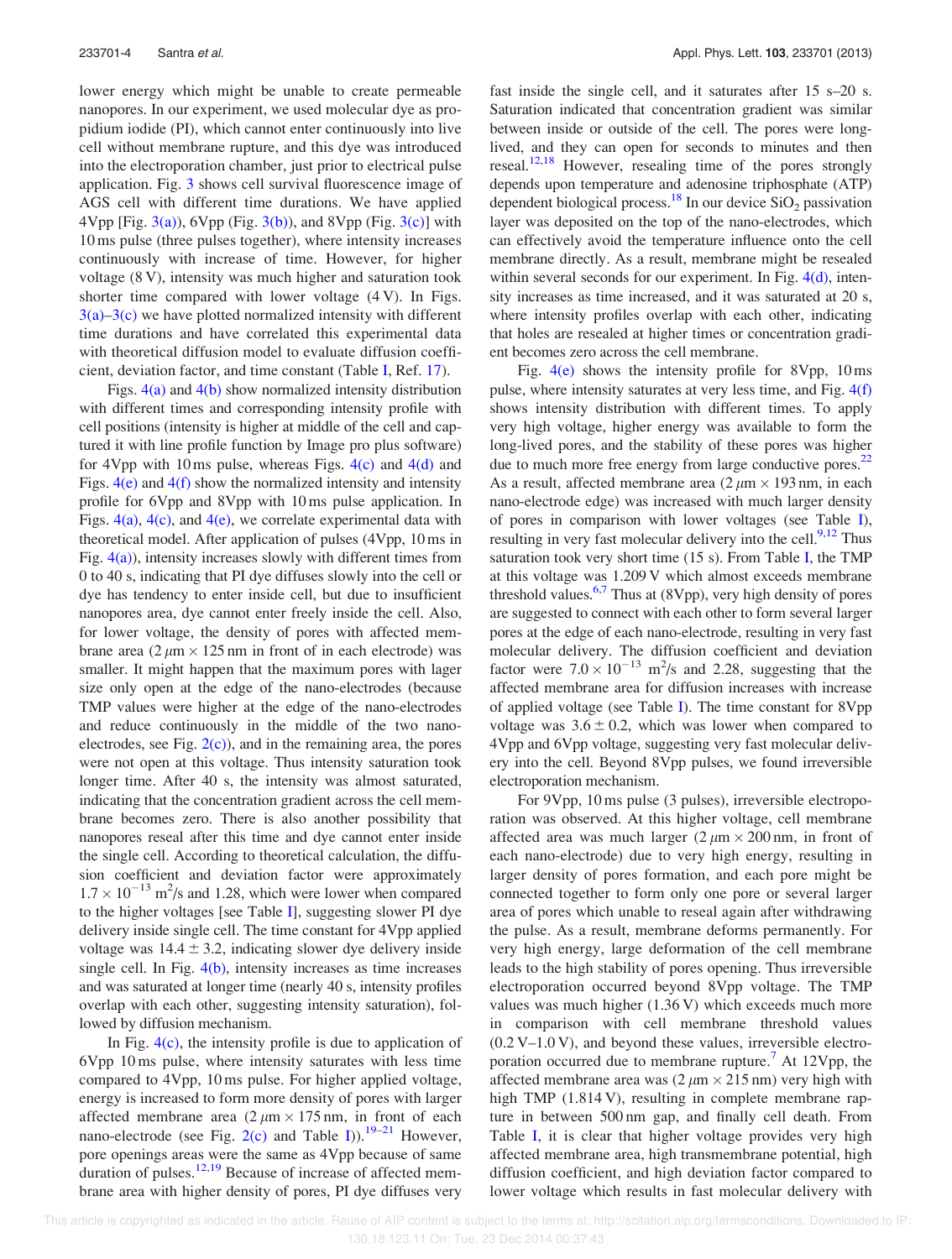lower energy which might be unable to create permeable nanopores. In our experiment, we used molecular dye as propidium iodide (PI), which cannot enter continuously into live cell without membrane rupture, and this dye was introduced into the electroporation chamber, just prior to electrical pulse application. Fig. 3 shows cell survival fluorescence image of AGS cell with different time durations. We have applied 4Vpp [Fig. 3(a)), 6Vpp (Fig. 3(b)), and 8Vpp (Fig. 3(c)] with 10 ms pulse (three pulses together), where intensity increases continuously with increase of time. However, for higher voltage (8 V), intensity was much higher and saturation took shorter time compared with lower voltage (4 V). In Figs. 3(a)–3(c) we have plotted normalized intensity with different time durations and have correlated this experimental data with theoretical diffusion model to evaluate diffusion coefficient, deviation factor, and time constant (Table I, Ref. 17).

Figs. 4(a) and 4(b) show normalized intensity distribution with different times and corresponding intensity profile with cell positions (intensity is higher at middle of the cell and captured it with line profile function by Image pro plus software) for 4Vpp with 10 ms pulse, whereas Figs. 4(c) and 4(d) and Figs. 4(e) and 4(f) show the normalized intensity and intensity profile for 6Vpp and 8Vpp with 10 ms pulse application. In Figs. 4(a), 4(c), and 4(e), we correlate experimental data with theoretical model. After application of pulses (4Vpp, 10 ms in Fig. 4(a)), intensity increases slowly with different times from 0 to 40 s, indicating that PI dye diffuses slowly into the cell or dye has tendency to enter inside cell, but due to insufficient nanopores area, dye cannot enter freely inside the cell. Also, for lower voltage, the density of pores with affected membrane area ($2\,\mu m \times 125$ nm in front of in each electrode) was smaller. It might happen that the maximum pores with lager size only open at the edge of the nano-electrodes (because TMP values were higher at the edge of the nano-electrodes and reduce continuously in the middle of the two nano-electrodes, see Fig. 2(c)), and in the remaining area, the pores were not open at this voltage. Thus intensity saturation took longer time. After 40 s, the intensity was almost saturated, indicating that the concentration gradient across the cell membrane becomes zero. There is also another possibility that nanopores reseal after this time and dye cannot enter inside the single cell. According to theoretical calculation, the diffusion coefficient and deviation factor were approximately $1.7 \times 10^{-13}$ m$^2$/s and 1.28, which were lower when compared to the higher voltages [see Table I], suggesting slower PI dye delivery inside single cell. The time constant for 4Vpp applied voltage was $14.4 \pm 3.2$, indicating slower dye delivery inside single cell. In Fig. 4(b), intensity increases as time increases and was saturated at longer time (nearly 40 s, intensity profiles overlap with each other, suggesting intensity saturation), followed by diffusion mechanism.

In Fig. 4(c), the intensity profile is due to application of 6Vpp 10 ms pulse, where intensity saturates with less time compared to 4Vpp, 10 ms pulse. For higher applied voltage, energy is increased to form more density of pores with larger affected membrane area ($2\,\mu m \times 175$ nm, in front of each nano-electrode (see Fig. 2(c) and Table I)).[19–21] However, pore openings areas were the same as 4Vpp because of same duration of pulses.[12,19] Because of increase of affected membrane area with higher density of pores, PI dye diffuses very fast inside the single cell, and it saturates after 15 s–20 s. Saturation indicated that concentration gradient was similar between inside or outside of the cell. The pores were long-lived, and they can open for seconds to minutes and then reseal.[12,18] However, resealing time of the pores strongly depends upon temperature and adenosine triphosphate (ATP) dependent biological process.[18] In our device $SiO_2$ passivation layer was deposited on the top of the nano-electrodes, which can effectively avoid the temperature influence onto the cell membrane directly. As a result, membrane might be resealed within several seconds for our experiment. In Fig. 4(d), intensity increases as time increased, and it was saturated at 20 s, where intensity profiles overlap with each other, indicating that holes are resealed at higher times or concentration gradient becomes zero across the cell membrane.

Fig. 4(e) shows the intensity profile for 8Vpp, 10 ms pulse, where intensity saturates at very less time, and Fig. 4(f) shows intensity distribution with different times. To apply very high voltage, higher energy was available to form the long-lived pores, and the stability of these pores was higher due to much more free energy from large conductive pores.[22] As a result, affected membrane area ($2\,\mu m \times 193$ nm, in each nano-electrode edge) was increased with much larger density of pores in comparison with lower voltages (see Table I), resulting in very fast molecular delivery into the cell.[9,12] Thus saturation took very short time (15 s). From Table I, the TMP at this voltage was 1.209 V which almost exceeds membrane threshold values.[6,7] Thus at (8Vpp), very high density of pores are suggested to connect with each other to form several larger pores at the edge of each nano-electrode, resulting in very fast molecular delivery. The diffusion coefficient and deviation factor were $7.0 \times 10^{-13}$ m$^2$/s and 2.28, suggesting that the affected membrane area for diffusion increases with increase of applied voltage (see Table I). The time constant for 8Vpp voltage was $3.6 \pm 0.2$, which was lower when compared to 4Vpp and 6Vpp voltage, suggesting very fast molecular delivery into the cell. Beyond 8Vpp pulses, we found irreversible electroporation mechanism.

For 9Vpp, 10 ms pulse (3 pulses), irreversible electroporation was observed. At this higher voltage, cell membrane affected area was much larger ($2\,\mu m \times 200$ nm, in front of each nano-electrode) due to very high energy, resulting in larger density of pores formation, and each pore might be connected together to form only one pore or several larger area of pores which unable to reseal again after withdrawing the pulse. As a result, membrane deforms permanently. For very high energy, large deformation of the cell membrane leads to the high stability of pores opening. Thus irreversible electroporation occurred beyond 8Vpp voltage. The TMP values was much higher (1.36 V) which exceeds much more in comparison with cell membrane threshold values (0.2 V–1.0 V), and beyond these values, irreversible electroporation occurred due to membrane rupture.[7] At 12Vpp, the affected membrane area was ($2\,\mu m \times 215$ nm) very high with high TMP (1.814 V), resulting in complete membrane rapture in between 500 nm gap, and finally cell death. From Table I, it is clear that higher voltage provides very high affected membrane area, high transmembrane potential, high diffusion coefficient, and high deviation factor compared to lower voltage which results in fast molecular delivery with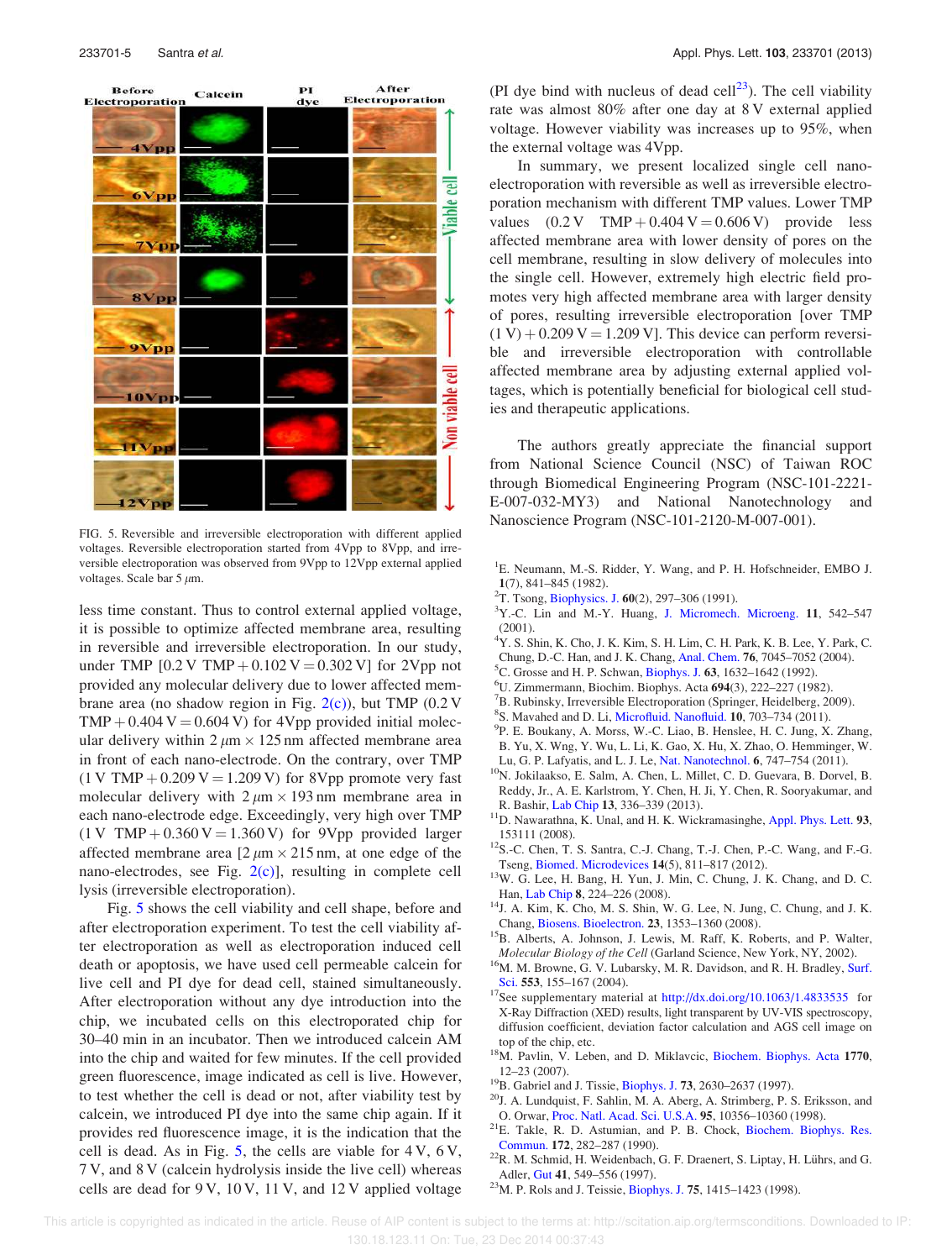Before Electroporation

Calcein

PI dye

After Electroporation

4Vpp

6Vpp

7Vpp

8Vpp

9Vpp

10Vpp

11Vpp

12Vpp

Viable cell

Non viable cell

FIG. 5. Reversible and irreversible electroporation with different applied voltages. Reversible electroporation started from 4Vpp to 8Vpp, and irreversible electroporation was observed from 9Vpp to 12Vpp external applied voltages. Scale bar 5 $\mu$m.

less time constant. Thus to control external applied voltage, it is possible to optimize affected membrane area, resulting in reversible and irreversible electroporation. In our study, under TMP [0.2 V TMP + 0.102 V = 0.302 V] for 2Vpp not provided any molecular delivery due to lower affected membrane area (no shadow region in Fig. 2(c)), but TMP (0.2 V TMP + 0.404 V = 0.604 V) for 4Vpp provided initial molecular delivery within 2 $\mu$m × 125 nm affected membrane area in front of each nano-electrode. On the contrary, over TMP (1 V TMP + 0.209 V = 1.209 V) for 8Vpp promote very fast molecular delivery with 2 $\mu$m × 193 nm membrane area in each nano-electrode edge. Exceedingly, very high over TMP (1 V TMP + 0.360 V = 1.360 V) for 9Vpp provided larger affected membrane area [2 $\mu$m × 215 nm, at one edge of the nano-electrodes, see Fig. 2(c)], resulting in complete cell lysis (irreversible electroporation).

Fig. 5 shows the cell viability and cell shape, before and after electroporation experiment. To test the cell viability after electroporation as well as electroporation induced cell death or apoptosis, we have used cell permeable calcein for live cell and PI dye for dead cell, stained simultaneously. After electroporation without any dye introduction into the chip, we incubated cells on this electroporated chip for 30–40 min in an incubator. Then we introduced calcein AM into the chip and waited for few minutes. If the cell provided green fluorescence, image indicated as cell is live. However, to test whether the cell is dead or not, after viability test by calcein, we introduced PI dye into the same chip again. If it provides red fluorescence image, it is the indication that the cell is dead. As in Fig. 5, the cells are viable for 4 V, 6 V, 7 V, and 8 V (calcein hydrolysis inside the live cell) whereas cells are dead for 9 V, 10 V, 11 V, and 12 V applied voltage (PI dye bind with nucleus of dead cell[23]). The cell viability rate was almost 80% after one day at 8 V external applied voltage. However viability was increases up to 95%, when the external voltage was 4Vpp.

In summary, we present localized single cell nano-electroporation with reversible as well as irreversible electroporation mechanism with different TMP values. Lower TMP values (0.2 V TMP + 0.404 V = 0.606 V) provide less affected membrane area with lower density of pores on the cell membrane, resulting in slow delivery of molecules into the single cell. However, extremely high electric field promotes very high affected membrane area with larger density of pores, resulting irreversible electroporation [over TMP (1 V) + 0.209 V = 1.209 V]. This device can perform reversible and irreversible electroporation with controllable affected membrane area by adjusting external applied voltages, which is potentially beneficial for biological cell studies and therapeutic applications.

The authors greatly appreciate the financial support from National Science Council (NSC) of Taiwan ROC through Biomedical Engineering Program (NSC-101-2221-E-007-032-MY3) and National Nanotechnology and Nanoscience Program (NSC-101-2120-M-007-001).

[1] E. Neumann, M.-S. Ridder, Y. Wang, and P. H. Hofschneider, EMBO J. **1**(7), 841–845 (1982).
[2] T. Tsong, Biophysics. J. **60**(2), 297–306 (1991).
[3] Y.-C. Lin and M.-Y. Huang, J. Micromech. Microeng. **11**, 542–547 (2001).
[4] Y. S. Shin, K. Cho, J. K. Kim, S. H. Lim, C. H. Park, K. B. Lee, Y. Park, C. Chung, D.-C. Han, and J. K. Chang, Anal. Chem. **76**, 7045–7052 (2004).
[5] C. Grosse and H. P. Schwan, Biophys. J. **63**, 1632–1642 (1992).
[6] U. Zimmermann, Biochim. Biophys. Acta **694**(3), 222–227 (1982).
[7] B. Rubinsky, Irreversible Electroporation (Springer, Heidelberg, 2009).
[8] S. Mavahed and D. Li, Microfluid. Nanofluid. **10**, 703–734 (2011).
[9] P. E. Boukany, A. Morss, W.-C. Liao, B. Henslee, H. C. Jung, X. Zhang, B. Yu, X. Wng, Y. Wu, L. Li, K. Gao, X. Hu, X. Zhao, O. Hemminger, W. Lu, G. P. Lafyatis, and L. J. Le, Nat. Nanotechnol. **6**, 747–754 (2011).
[10] N. Jokilaakso, E. Salm, A. Chen, L. Millet, C. D. Guevara, B. Dorvel, B. Reddy, Jr., A. E. Karlstrom, Y. Chen, H. Ji, Y. Chen, R. Sooryakumar, and R. Bashir, Lab Chip **13**, 336–339 (2013).
[11] D. Nawarathna, K. Unal, and H. K. Wickramasinghe, Appl. Phys. Lett. **93**, 153111 (2008).
[12] S.-C. Chen, T. S. Santra, C.-J. Chang, T.-J. Chen, P.-C. Wang, and F.-G. Tseng, Biomed. Microdevices **14**(5), 811–817 (2012).
[13] W. G. Lee, H. Bang, H. Yun, J. Min, C. Chung, J. K. Chang, and D. C. Han, Lab Chip **8**, 224–226 (2008).
[14] J. A. Kim, K. Cho, M. S. Shin, W. G. Lee, N. Jung, C. Chung, and J. K. Chang, Biosens. Bioelectron. **23**, 1353–1360 (2008).
[15] B. Alberts, A. Johnson, J. Lewis, M. Raff, K. Roberts, and P. Walter, *Molecular Biology of the Cell* (Garland Science, New York, NY, 2002).
[16] M. M. Browne, G. V. Lubarsky, M. R. Davidson, and R. H. Bradley, Surf. Sci. **553**, 155–167 (2004).
[17] See supplementary material at http://dx.doi.org/10.1063/1.4833535 for X-Ray Diffraction (XED) results, light transparent by UV-VIS spectroscopy, diffusion coefficient, deviation factor calculation and AGS cell image on top of the chip, etc.
[18] M. Pavlin, V. Leben, and D. Miklavcic, Biochem. Biophys. Acta **1770**, 12–23 (2007).
[19] B. Gabriel and J. Tissie, Biophys. J. **73**, 2630–2637 (1997).
[20] J. A. Lundquist, F. Sahlin, M. A. Aberg, A. Strimberg, P. S. Eriksson, and O. Orwar, Proc. Natl. Acad. Sci. U.S.A. **95**, 10356–10360 (1998).
[21] E. Takle, R. D. Astumian, and P. B. Chock, Biochem. Biophys. Res. Commun. **172**, 282–287 (1990).
[22] R. M. Schmid, H. Weidenbach, G. F. Draenert, S. Liptay, H. Lührs, and G. Adler, Gut **41**, 549–556 (1997).
[23] M. P. Rols and J. Teissie, Biophys. J. **75**, 1415–1423 (1998).